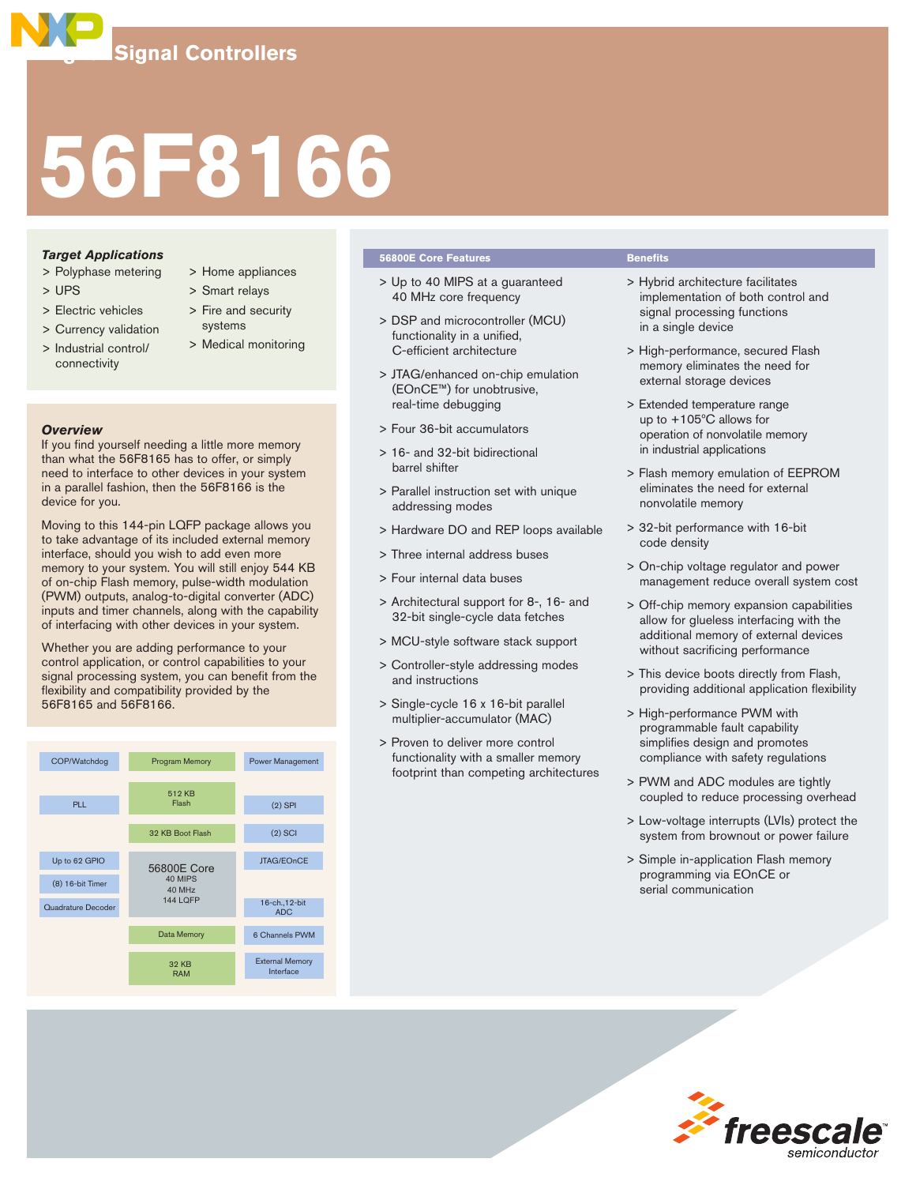# Digital Signal Controllers

# 56F8166

### *Target Applications*

- Polyphase metering
- UPS
- Electric vehicles
- Currency validation
- Industrial control/ connectivity
- Home appliances
- Smart relays
- Fire and security systems
- Medical monitoring

### *Overview*

If you find yourself needing a little more memory than what the 56F8165 has to offer, or simply need to interface to other devices in your system in a parallel fashion, then the 56F8166 is the device for you.

Moving to this 144-pin LQFP package allows you to take advantage of its included external memory interface, should you wish to add even more memory to your system. You will still enjoy 544 KB of on-chip Flash memory, pulse-width modulation (PWM) outputs, analog-to-digital converter (ADC) inputs and timer channels, along with the capability of interfacing with other devices in your system.

Whether you are adding performance to your control application, or control capabilities to your signal processing system, you can benefit from the flexibility and compatibility provided by the 56F8165 and 56F8166.

COP/Watchdog | Program Memory | Power Management
PLL | 512 KB Flash | (2) SPI
32 KB Boot Flash | (2) SCI
Up to 62 GPIO | 56800E Core 40 MIPS 40 MHz 144 LQFP | JTAG/EOnCE
(8) 16-bit Timer
Quadrature Decoder | 16-ch.,12-bit ADC
Data Memory | 6 Channels PWM
32 KB RAM | External Memory Interface

### 56800E Core Features

- Up to 40 MIPS at a guaranteed 40 MHz core frequency
- DSP and microcontroller (MCU) functionality in a unified, C-efficient architecture
- JTAG/enhanced on-chip emulation (EOnCE™) for unobtrusive, real-time debugging
- Four 36-bit accumulators
- 16- and 32-bit bidirectional barrel shifter
- Parallel instruction set with unique addressing modes
- Hardware DO and REP loops available
- Three internal address buses
- Four internal data buses
- Architectural support for 8-, 16- and 32-bit single-cycle data fetches
- MCU-style software stack support
- Controller-style addressing modes and instructions
- Single-cycle 16 x 16-bit parallel multiplier-accumulator (MAC)
- Proven to deliver more control functionality with a smaller memory footprint than competing architectures

### Benefits

- Hybrid architecture facilitates implementation of both control and signal processing functions in a single device
- High-performance, secured Flash memory eliminates the need for external storage devices
- Extended temperature range up to +105°C allows for operation of nonvolatile memory in industrial applications
- Flash memory emulation of EEPROM eliminates the need for external nonvolatile memory
- 32-bit performance with 16-bit code density
- On-chip voltage regulator and power management reduce overall system cost
- Off-chip memory expansion capabilities allow for glueless interfacing with the additional memory of external devices without sacrificing performance
- This device boots directly from Flash, providing additional application flexibility
- High-performance PWM with programmable fault capability simplifies design and promotes compliance with safety regulations
- PWM and ADC modules are tightly coupled to reduce processing overhead
- Low-voltage interrupts (LVIs) protect the system from brownout or power failure
- Simple in-application Flash memory programming via EOnCE or serial communication

freescale semiconductor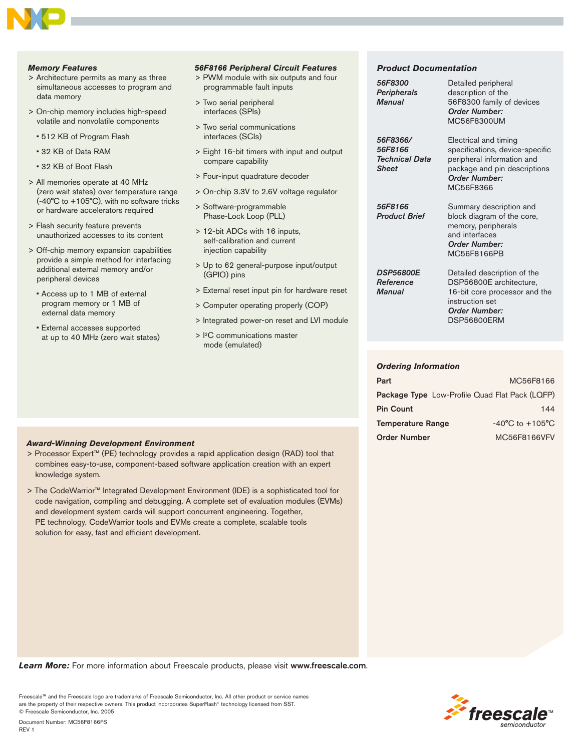### Memory Features

- Architecture permits as many as three simultaneous accesses to program and data memory
- On-chip memory includes high-speed volatile and nonvolatile components
  - 512 KB of Program Flash
  - 32 KB of Data RAM
  - 32 KB of Boot Flash
- All memories operate at 40 MHz (zero wait states) over temperature range (-40°C to +105°C), with no software tricks or hardware accelerators required
- Flash security feature prevents unauthorized accesses to its content
- Off-chip memory expansion capabilities provide a simple method for interfacing additional external memory and/or peripheral devices
  - Access up to 1 MB of external program memory or 1 MB of external data memory
  - External accesses supported at up to 40 MHz (zero wait states)

### 56F8166 Peripheral Circuit Features

- PWM module with six outputs and four programmable fault inputs
- Two serial peripheral interfaces (SPIs)
- Two serial communications interfaces (SCIs)
- Eight 16-bit timers with input and output compare capability
- Four-input quadrature decoder
- On-chip 3.3V to 2.6V voltage regulator
- Software-programmable Phase-Lock Loop (PLL)
- 12-bit ADCs with 16 inputs, self-calibration and current injection capability
- Up to 62 general-purpose input/output (GPIO) pins
- External reset input pin for hardware reset
- Computer operating properly (COP)
- Integrated power-on reset and LVI module
- I²C communications master mode (emulated)

### Award-Winning Development Environment

- Processor Expert™ (PE) technology provides a rapid application design (RAD) tool that combines easy-to-use, component-based software application creation with an expert knowledge system.
- The CodeWarrior™ Integrated Development Environment (IDE) is a sophisticated tool for code navigation, compiling and debugging. A complete set of evaluation modules (EVMs) and development system cards will support concurrent engineering. Together, PE technology, CodeWarrior tools and EVMs create a complete, scalable tools solution for easy, fast and efficient development.

### Product Documentation

| | |
|---|---|
| ***56F8300 Peripherals Manual*** | Detailed peripheral description of the 56F8300 family of devices ***Order Number:*** MC56F8300UM |
| ***56F8366/ 56F8166 Technical Data Sheet*** | Electrical and timing specifications, device-specific peripheral information and package and pin descriptions ***Order Number:*** MC56F8366 |
| ***56F8166 Product Brief*** | Summary description and block diagram of the core, memory, peripherals and interfaces ***Order Number:*** MC56F8166PB |
| ***DSP56800E Reference Manual*** | Detailed description of the DSP56800E architecture, 16-bit core processor and the instruction set ***Order Number:*** DSP56800ERM |

### Ordering Information

| | |
|---|---|
| **Part** | MC56F8166 |
| **Package Type** | Low-Profile Quad Flat Pack (LQFP) |
| **Pin Count** | 144 |
| **Temperature Range** | -40°C to +105°C |
| **Order Number** | MC56F8166VFV |

***Learn More:*** For more information about Freescale products, please visit **www.freescale.com**.

Freescale™ and the Freescale logo are trademarks of Freescale Semiconductor, Inc. All other product or service names are the property of their respective owners. This product incorporates SuperFlash® technology licensed from SST.
© Freescale Semiconductor, Inc. 2005

Document Number: MC56F8166FS
REV 1